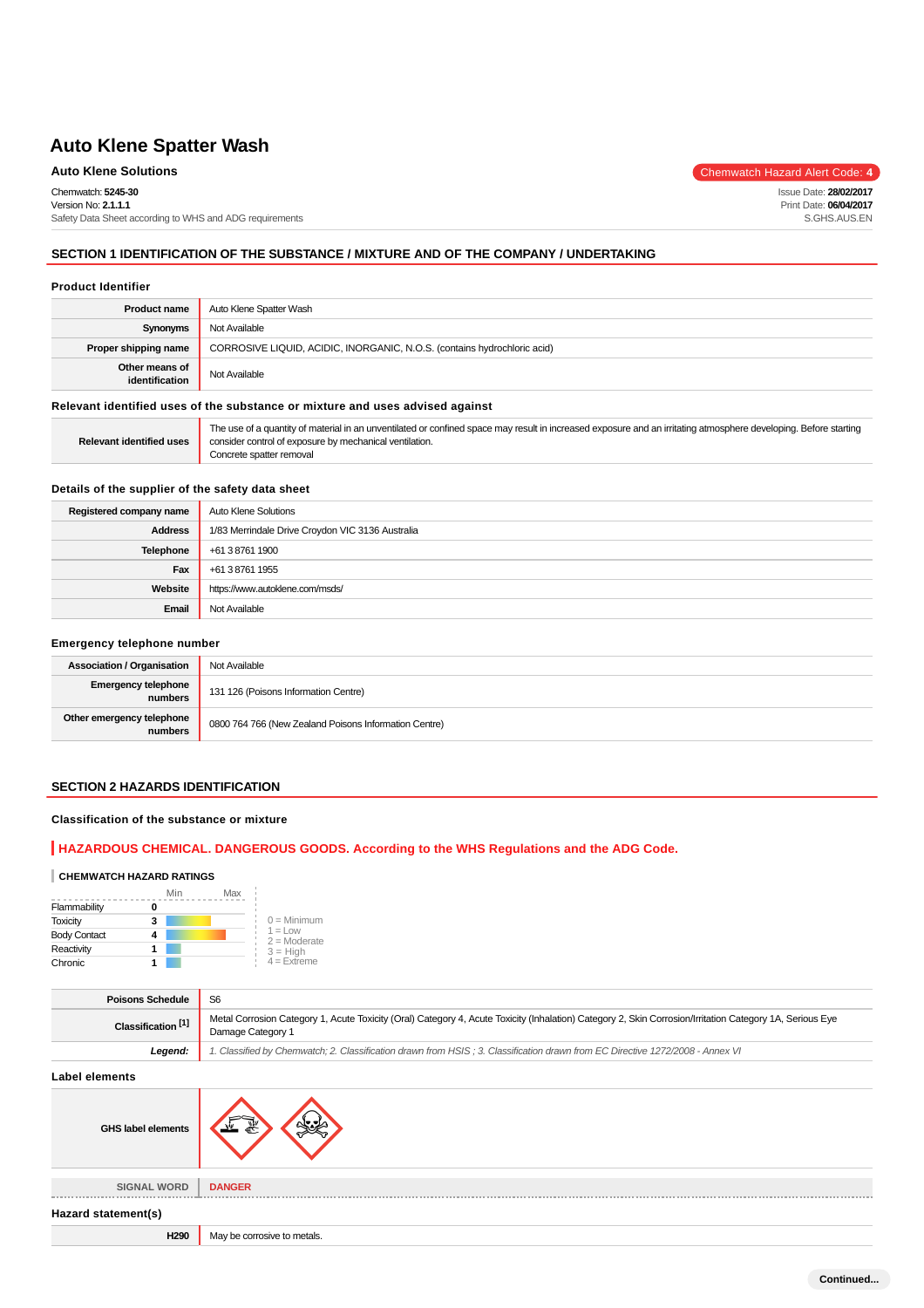# Auto Klene Spatter Wash

**Auto Klene Solutions**

Chemwatch Hazard Alert Code: **4**

Chemwatch: **5245-30**
Version No: **2.1.1.1**
Safety Data Sheet according to WHS and ADG requirements

Issue Date: **28/02/2017**
Print Date: **06/04/2017**
S.GHS.AUS.EN

## SECTION 1 IDENTIFICATION OF THE SUBSTANCE / MIXTURE AND OF THE COMPANY / UNDERTAKING

### Product Identifier

| | |
|---|---|
| **Product name** | Auto Klene Spatter Wash |
| **Synonyms** | Not Available |
| **Proper shipping name** | CORROSIVE LIQUID, ACIDIC, INORGANIC, N.O.S. (contains hydrochloric acid) |
| **Other means of identification** | Not Available |

### Relevant identified uses of the substance or mixture and uses advised against

| | |
|---|---|
| **Relevant identified uses** | The use of a quantity of material in an unventilated or confined space may result in increased exposure and an irritating atmosphere developing. Before starting consider control of exposure by mechanical ventilation.<br>Concrete spatter removal |

### Details of the supplier of the safety data sheet

| | |
|---|---|
| **Registered company name** | Auto Klene Solutions |
| **Address** | 1/83 Merrindale Drive Croydon VIC 3136 Australia |
| **Telephone** | +61 3 8761 1900 |
| **Fax** | +61 3 8761 1955 |
| **Website** | https://www.autoklene.com/msds/ |
| **Email** | Not Available |

### Emergency telephone number

| | |
|---|---|
| **Association / Organisation** | Not Available |
| **Emergency telephone numbers** | 131 126 (Poisons Information Centre) |
| **Other emergency telephone numbers** | 0800 764 766 (New Zealand Poisons Information Centre) |

## SECTION 2 HAZARDS IDENTIFICATION

### Classification of the substance or mixture

**HAZARDOUS CHEMICAL. DANGEROUS GOODS. According to the WHS Regulations and the ADG Code.**

**CHEMWATCH HAZARD RATINGS**

| | Rating (Min–Max) |
|---|---|
| Flammability | 0 |
| Toxicity | 3 |
| Body Contact | 4 |
| Reactivity | 1 |
| Chronic | 1 |

0 = Minimum
1 = Low
2 = Moderate
3 = High
4 = Extreme

| | |
|---|---|
| **Poisons Schedule** | S6 |
| **Classification [1]** | Metal Corrosion Category 1, Acute Toxicity (Oral) Category 4, Acute Toxicity (Inhalation) Category 2, Skin Corrosion/Irritation Category 1A, Serious Eye Damage Category 1 |
| ***Legend:*** | *1. Classified by Chemwatch; 2. Classification drawn from HSIS ; 3. Classification drawn from EC Directive 1272/2008 - Annex VI* |

### Label elements

| | |
|---|---|
| **GHS label elements** | |
| **SIGNAL WORD** | **DANGER** |

### Hazard statement(s)

| | |
|---|---|
| **H290** | May be corrosive to metals. |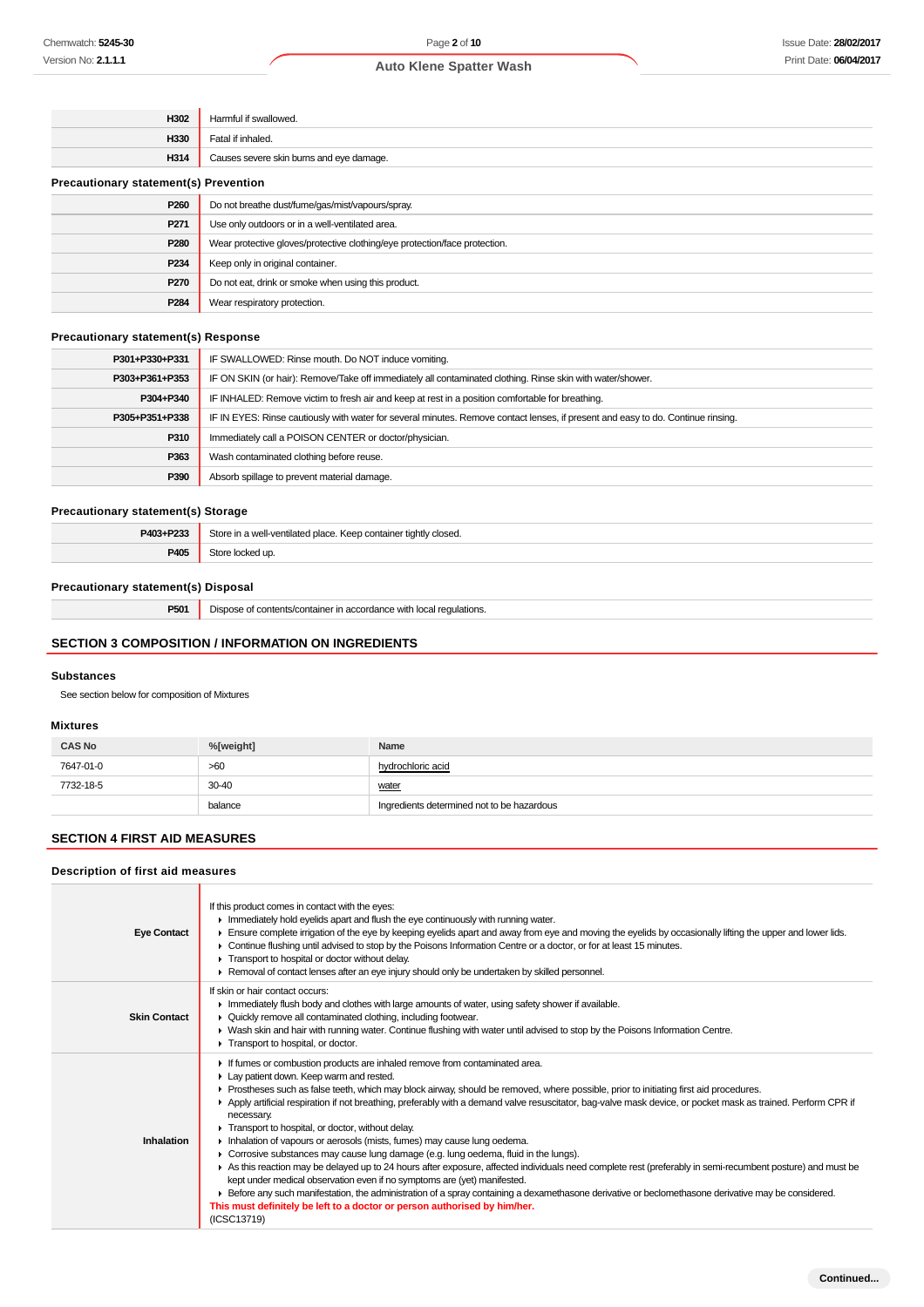| | |
|---|---|
| H302 | Harmful if swallowed. |
| H330 | Fatal if inhaled. |
| H314 | Causes severe skin burns and eye damage. |

### Precautionary statement(s) Prevention

| | |
|---|---|
| P260 | Do not breathe dust/fume/gas/mist/vapours/spray. |
| P271 | Use only outdoors or in a well-ventilated area. |
| P280 | Wear protective gloves/protective clothing/eye protection/face protection. |
| P234 | Keep only in original container. |
| P270 | Do not eat, drink or smoke when using this product. |
| P284 | Wear respiratory protection. |

### Precautionary statement(s) Response

| | |
|---|---|
| P301+P330+P331 | IF SWALLOWED: Rinse mouth. Do NOT induce vomiting. |
| P303+P361+P353 | IF ON SKIN (or hair): Remove/Take off immediately all contaminated clothing. Rinse skin with water/shower. |
| P304+P340 | IF INHALED: Remove victim to fresh air and keep at rest in a position comfortable for breathing. |
| P305+P351+P338 | IF IN EYES: Rinse cautiously with water for several minutes. Remove contact lenses, if present and easy to do. Continue rinsing. |
| P310 | Immediately call a POISON CENTER or doctor/physician. |
| P363 | Wash contaminated clothing before reuse. |
| P390 | Absorb spillage to prevent material damage. |

### Precautionary statement(s) Storage

| | |
|---|---|
| P403+P233 | Store in a well-ventilated place. Keep container tightly closed. |
| P405 | Store locked up. |

### Precautionary statement(s) Disposal

| | |
|---|---|
| P501 | Dispose of contents/container in accordance with local regulations. |

## SECTION 3 COMPOSITION / INFORMATION ON INGREDIENTS

### Substances

See section below for composition of Mixtures

### Mixtures

| CAS No | %[weight] | Name |
|---|---|---|
| 7647-01-0 | >60 | hydrochloric acid |
| 7732-18-5 | 30-40 | water |
| | balance | Ingredients determined not to be hazardous |

## SECTION 4 FIRST AID MEASURES

### Description of first aid measures

| | |
|---|---|
| Eye Contact | If this product comes in contact with the eyes:<br>▸ Immediately hold eyelids apart and flush the eye continuously with running water.<br>▸ Ensure complete irrigation of the eye by keeping eyelids apart and away from eye and moving the eyelids by occasionally lifting the upper and lower lids.<br>▸ Continue flushing until advised to stop by the Poisons Information Centre or a doctor, or for at least 15 minutes.<br>▸ Transport to hospital or doctor without delay.<br>▸ Removal of contact lenses after an eye injury should only be undertaken by skilled personnel. |
| Skin Contact | If skin or hair contact occurs:<br>▸ Immediately flush body and clothes with large amounts of water, using safety shower if available.<br>▸ Quickly remove all contaminated clothing, including footwear.<br>▸ Wash skin and hair with running water. Continue flushing with water until advised to stop by the Poisons Information Centre.<br>▸ Transport to hospital, or doctor. |
| Inhalation | ▸ If fumes or combustion products are inhaled remove from contaminated area.<br>▸ Lay patient down. Keep warm and rested.<br>▸ Prostheses such as false teeth, which may block airway, should be removed, where possible, prior to initiating first aid procedures.<br>▸ Apply artificial respiration if not breathing, preferably with a demand valve resuscitator, bag-valve mask device, or pocket mask as trained. Perform CPR if necessary.<br>▸ Transport to hospital, or doctor, without delay.<br>▸ Inhalation of vapours or aerosols (mists, fumes) may cause lung oedema.<br>▸ Corrosive substances may cause lung damage (e.g. lung oedema, fluid in the lungs).<br>▸ As this reaction may be delayed up to 24 hours after exposure, affected individuals need complete rest (preferably in semi-recumbent posture) and must be kept under medical observation even if no symptoms are (yet) manifested.<br>▸ Before any such manifestation, the administration of a spray containing a dexamethasone derivative or beclomethasone derivative may be considered.<br>**This must definitely be left to a doctor or person authorised by him/her.**<br>(ICSC13719) |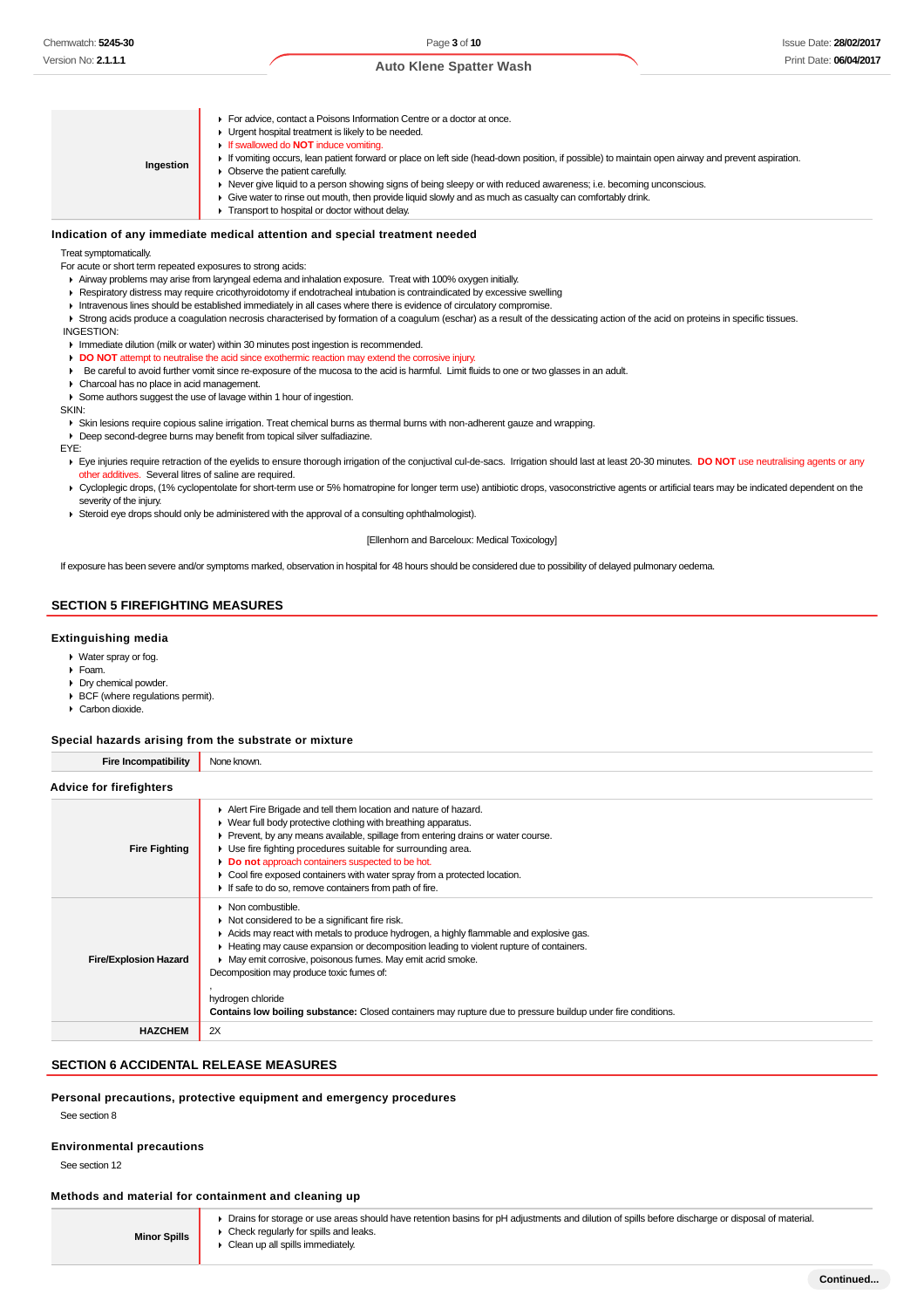| | |
|---|---|
| **Ingestion** | ▸ For advice, contact a Poisons Information Centre or a doctor at once.<br>▸ Urgent hospital treatment is likely to be needed.<br>▸ If swallowed do **NOT** induce vomiting.<br>▸ If vomiting occurs, lean patient forward or place on left side (head-down position, if possible) to maintain open airway and prevent aspiration.<br>▸ Observe the patient carefully.<br>▸ Never give liquid to a person showing signs of being sleepy or with reduced awareness; i.e. becoming unconscious.<br>▸ Give water to rinse out mouth, then provide liquid slowly and as much as casualty can comfortably drink.<br>▸ Transport to hospital or doctor without delay. |

### Indication of any immediate medical attention and special treatment needed

Treat symptomatically.

For acute or short term repeated exposures to strong acids:

- Airway problems may arise from laryngeal edema and inhalation exposure. Treat with 100% oxygen initially.
- Respiratory distress may require cricothyroidotomy if endotracheal intubation is contraindicated by excessive swelling
- Intravenous lines should be established immediately in all cases where there is evidence of circulatory compromise.
- Strong acids produce a coagulation necrosis characterised by formation of a coagulum (eschar) as a result of the dessicating action of the acid on proteins in specific tissues.

INGESTION:

- Immediate dilution (milk or water) within 30 minutes post ingestion is recommended.
- **DO NOT** attempt to neutralise the acid since exothermic reaction may extend the corrosive injury.
- Be careful to avoid further vomit since re-exposure of the mucosa to the acid is harmful. Limit fluids to one or two glasses in an adult.
- Charcoal has no place in acid management.
- Some authors suggest the use of lavage within 1 hour of ingestion.

SKIN:

- Skin lesions require copious saline irrigation. Treat chemical burns as thermal burns with non-adherent gauze and wrapping.
- Deep second-degree burns may benefit from topical silver sulfadiazine.

EYE:

- Eye injuries require retraction of the eyelids to ensure thorough irrigation of the conjuctival cul-de-sacs. Irrigation should last at least 20-30 minutes. **DO NOT** use neutralising agents or any other additives. Several litres of saline are required.
- Cycloplegic drops, (1% cyclopentolate for short-term use or 5% homatropine for longer term use) antibiotic drops, vasoconstrictive agents or artificial tears may be indicated dependent on the severity of the injury.
- Steroid eye drops should only be administered with the approval of a consulting ophthalmologist).

[Ellenhorn and Barceloux: Medical Toxicology]

If exposure has been severe and/or symptoms marked, observation in hospital for 48 hours should be considered due to possibility of delayed pulmonary oedema.

## SECTION 5 FIREFIGHTING MEASURES

### Extinguishing media

- Water spray or fog.
- Foam.
- Dry chemical powder.
- BCF (where regulations permit).
- Carbon dioxide.

### Special hazards arising from the substrate or mixture

| | |
|---|---|
| **Fire Incompatibility** | None known. |

### Advice for firefighters

| | |
|---|---|
| **Fire Fighting** | ▸ Alert Fire Brigade and tell them location and nature of hazard.<br>▸ Wear full body protective clothing with breathing apparatus.<br>▸ Prevent, by any means available, spillage from entering drains or water course.<br>▸ Use fire fighting procedures suitable for surrounding area.<br>▸ **Do not** approach containers suspected to be hot.<br>▸ Cool fire exposed containers with water spray from a protected location.<br>▸ If safe to do so, remove containers from path of fire. |
| **Fire/Explosion Hazard** | ▸ Non combustible.<br>▸ Not considered to be a significant fire risk.<br>▸ Acids may react with metals to produce hydrogen, a highly flammable and explosive gas.<br>▸ Heating may cause expansion or decomposition leading to violent rupture of containers.<br>▸ May emit corrosive, poisonous fumes. May emit acrid smoke.<br>Decomposition may produce toxic fumes of:<br>,<br>hydrogen chloride<br>**Contains low boiling substance:** Closed containers may rupture due to pressure buildup under fire conditions. |
| **HAZCHEM** | 2X |

## SECTION 6 ACCIDENTAL RELEASE MEASURES

### Personal precautions, protective equipment and emergency procedures

See section 8

### Environmental precautions

See section 12

### Methods and material for containment and cleaning up

| | |
|---|---|
| **Minor Spills** | ▸ Drains for storage or use areas should have retention basins for pH adjustments and dilution of spills before discharge or disposal of material.<br>▸ Check regularly for spills and leaks.<br>▸ Clean up all spills immediately. |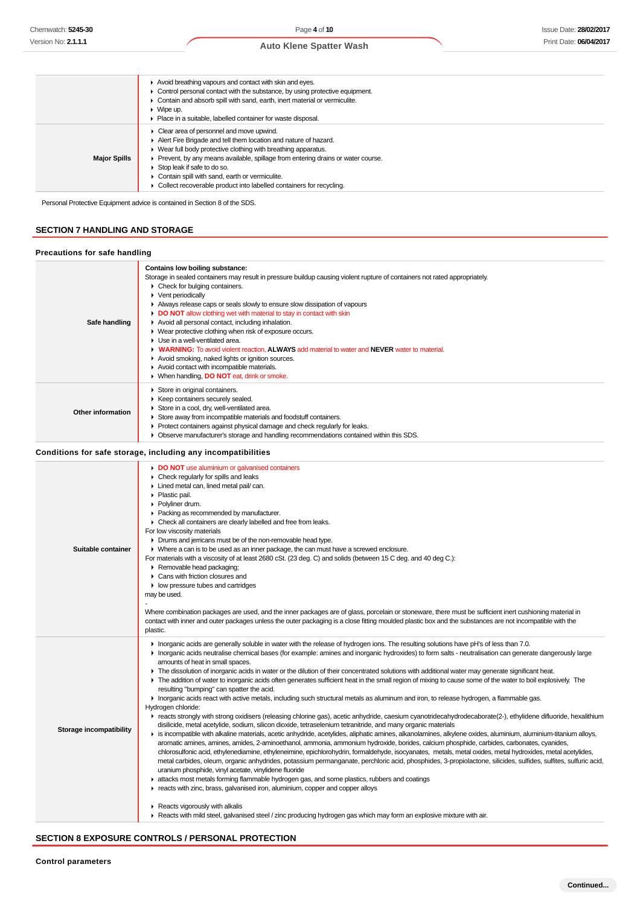| | |
|---|---|
| | - Avoid breathing vapours and contact with skin and eyes.<br>- Control personal contact with the substance, by using protective equipment.<br>- Contain and absorb spill with sand, earth, inert material or vermiculite.<br>- Wipe up.<br>- Place in a suitable, labelled container for waste disposal. |
| **Major Spills** | - Clear area of personnel and move upwind.<br>- Alert Fire Brigade and tell them location and nature of hazard.<br>- Wear full body protective clothing with breathing apparatus.<br>- Prevent, by any means available, spillage from entering drains or water course.<br>- Stop leak if safe to do so.<br>- Contain spill with sand, earth or vermiculite.<br>- Collect recoverable product into labelled containers for recycling. |

Personal Protective Equipment advice is contained in Section 8 of the SDS.

## SECTION 7 HANDLING AND STORAGE

### Precautions for safe handling

| | |
|---|---|
| **Safe handling** | **Contains low boiling substance:**<br>Storage in sealed containers may result in pressure buildup causing violent rupture of containers not rated appropriately.<br>- Check for bulging containers.<br>- Vent periodically<br>- Always release caps or seals slowly to ensure slow dissipation of vapours<br>- **DO NOT** allow clothing wet with material to stay in contact with skin<br>- Avoid all personal contact, including inhalation.<br>- Wear protective clothing when risk of exposure occurs.<br>- Use in a well-ventilated area.<br>- **WARNING:** To avoid violent reaction, **ALWAYS** add material to water and **NEVER** water to material.<br>- Avoid smoking, naked lights or ignition sources.<br>- Avoid contact with incompatible materials.<br>- When handling, **DO NOT** eat, drink or smoke. |
| **Other information** | - Store in original containers.<br>- Keep containers securely sealed.<br>- Store in a cool, dry, well-ventilated area.<br>- Store away from incompatible materials and foodstuff containers.<br>- Protect containers against physical damage and check regularly for leaks.<br>- Observe manufacturer's storage and handling recommendations contained within this SDS. |

### Conditions for safe storage, including any incompatibilities

| | |
|---|---|
| **Suitable container** | - **DO NOT** use aluminium or galvanised containers<br>- Check regularly for spills and leaks<br>- Lined metal can, lined metal pail/ can.<br>- Plastic pail.<br>- Polyliner drum.<br>- Packing as recommended by manufacturer.<br>- Check all containers are clearly labelled and free from leaks.<br>For low viscosity materials<br>- Drums and jerricans must be of the non-removable head type.<br>- Where a can is to be used as an inner package, the can must have a screwed enclosure.<br>For materials with a viscosity of at least 2680 cSt. (23 deg. C) and solids (between 15 C deg. and 40 deg C.):<br>- Removable head packaging;<br>- Cans with friction closures and<br>- low pressure tubes and cartridges<br>may be used.<br>-<br>Where combination packages are used, and the inner packages are of glass, porcelain or stoneware, there must be sufficient inert cushioning material in contact with inner and outer packages unless the outer packaging is a close fitting moulded plastic box and the substances are not incompatible with the plastic. |
| **Storage incompatibility** | - Inorganic acids are generally soluble in water with the release of hydrogen ions. The resulting solutions have pH's of less than 7.0.<br>- Inorganic acids neutralise chemical bases (for example: amines and inorganic hydroxides) to form salts - neutralisation can generate dangerously large amounts of heat in small spaces.<br>- The dissolution of inorganic acids in water or the dilution of their concentrated solutions with additional water may generate significant heat.<br>- The addition of water to inorganic acids often generates sufficient heat in the small region of mixing to cause some of the water to boil explosively. The resulting "bumping" can spatter the acid.<br>- Inorganic acids react with active metals, including such structural metals as aluminum and iron, to release hydrogen, a flammable gas.<br>Hydrogen chloride:<br>- reacts strongly with strong oxidisers (releasing chlorine gas), acetic anhydride, caesium cyanotridecahydrodecaborate(2-), ethylidene difluoride, hexalithium disilicide, metal acetylide, sodium, silicon dioxide, tetraselenium tetranitride, and many organic materials<br>- is incompatible with alkaline materials, acetic anhydride, acetylides, aliphatic amines, alkanolamines, alkylene oxides, aluminium, aluminium-titanium alloys, aromatic amines, amines, amides, 2-aminoethanol, ammonia, ammonium hydroxide, borides, calcium phosphide, carbides, carbonates, cyanides, chlorosulfonic acid, ethylenediamine, ethyleneimine, epichlorohydrin, formaldehyde, isocyanates, metals, metal oxides, metal hydroxides, metal acetylides, metal carbides, oleum, organic anhydrides, potassium permanganate, perchloric acid, phosphides, 3-propiolactone, silicides, sulfides, sulfites, sulfuric acid, uranium phosphide, vinyl acetate, vinylidene fluoride<br>- attacks most metals forming flammable hydrogen gas, and some plastics, rubbers and coatings<br>- reacts with zinc, brass, galvanised iron, aluminium, copper and copper alloys<br><br>- Reacts vigorously with alkalis<br>- Reacts with mild steel, galvanised steel / zinc producing hydrogen gas which may form an explosive mixture with air. |

## SECTION 8 EXPOSURE CONTROLS / PERSONAL PROTECTION

### Control parameters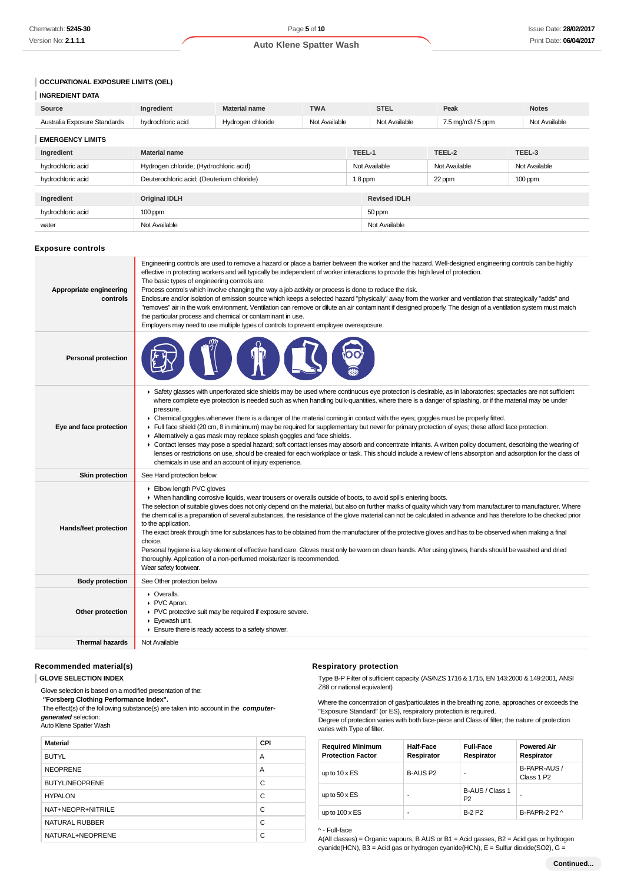## OCCUPATIONAL EXPOSURE LIMITS (OEL)

### INGREDIENT DATA

| Source | Ingredient | Material name | TWA | STEL | Peak | Notes |
|---|---|---|---|---|---|---|
| Australia Exposure Standards | hydrochloric acid | Hydrogen chloride | Not Available | Not Available | 7.5 mg/m3 / 5 ppm | Not Available |

### EMERGENCY LIMITS

| Ingredient | Material name | TEEL-1 | TEEL-2 | TEEL-3 |
|---|---|---|---|---|
| hydrochloric acid | Hydrogen chloride; (Hydrochloric acid) | Not Available | Not Available | Not Available |
| hydrochloric acid | Deuterochloric acid; (Deuterium chloride) | 1.8 ppm | 22 ppm | 100 ppm |

| Ingredient | Original IDLH | Revised IDLH |
|---|---|---|
| hydrochloric acid | 100 ppm | 50 ppm |
| water | Not Available | Not Available |

## Exposure controls

| | |
|---|---|
| **Appropriate engineering controls** | Engineering controls are used to remove a hazard or place a barrier between the worker and the hazard. Well-designed engineering controls can be highly effective in protecting workers and will typically be independent of worker interactions to provide this high level of protection.<br>The basic types of engineering controls are:<br>Process controls which involve changing the way a job activity or process is done to reduce the risk.<br>Enclosure and/or isolation of emission source which keeps a selected hazard "physically" away from the worker and ventilation that strategically "adds" and "removes" air in the work environment. Ventilation can remove or dilute an air contaminant if designed properly. The design of a ventilation system must match the particular process and chemical or contaminant in use.<br>Employers may need to use multiple types of controls to prevent employee overexposure. |
| **Personal protection** | |
| **Eye and face protection** | ▸ Safety glasses with unperforated side shields may be used where continuous eye protection is desirable, as in laboratories; spectacles are not sufficient where complete eye protection is needed such as when handling bulk-quantities, where there is a danger of splashing, or if the material may be under pressure.<br>▸ Chemical goggles.whenever there is a danger of the material coming in contact with the eyes; goggles must be properly fitted.<br>▸ Full face shield (20 cm, 8 in minimum) may be required for supplementary but never for primary protection of eyes; these afford face protection.<br>▸ Alternatively a gas mask may replace splash goggles and face shields.<br>▸ Contact lenses may pose a special hazard; soft contact lenses may absorb and concentrate irritants. A written policy document, describing the wearing of lenses or restrictions on use, should be created for each workplace or task. This should include a review of lens absorption and adsorption for the class of chemicals in use and an account of injury experience. |
| **Skin protection** | See Hand protection below |
| **Hands/feet protection** | ▸ Elbow length PVC gloves<br>▸ When handling corrosive liquids, wear trousers or overalls outside of boots, to avoid spills entering boots.<br>The selection of suitable gloves does not only depend on the material, but also on further marks of quality which vary from manufacturer to manufacturer. Where the chemical is a preparation of several substances, the resistance of the glove material can not be calculated in advance and has therefore to be checked prior to the application.<br>The exact break through time for substances has to be obtained from the manufacturer of the protective gloves and has to be observed when making a final choice.<br>Personal hygiene is a key element of effective hand care. Gloves must only be worn on clean hands. After using gloves, hands should be washed and dried thoroughly. Application of a non-perfumed moisturizer is recommended.<br>Wear safety footwear. |
| **Body protection** | See Other protection below |
| **Other protection** | ▸ Overalls.<br>▸ PVC Apron.<br>▸ PVC protective suit may be required if exposure severe.<br>▸ Eyewash unit.<br>▸ Ensure there is ready access to a safety shower. |
| **Thermal hazards** | Not Available |

## Recommended material(s)

### GLOVE SELECTION INDEX

Glove selection is based on a modified presentation of the:
**"Forsberg Clothing Performance Index".**
The effect(s) of the following substance(s) are taken into account in the ***computer-generated*** selection:
Auto Klene Spatter Wash

| Material | CPI |
|---|---|
| BUTYL | A |
| NEOPRENE | A |
| BUTYL/NEOPRENE | C |
| HYPALON | C |
| NAT+NEOPR+NITRILE | C |
| NATURAL RUBBER | C |
| NATURAL+NEOPRENE | C |

## Respiratory protection

Type B-P Filter of sufficient capacity. (AS/NZS 1716 & 1715, EN 143:2000 & 149:2001, ANSI Z88 or national equivalent)

Where the concentration of gas/particulates in the breathing zone, approaches or exceeds the "Exposure Standard" (or ES), respiratory protection is required.
Degree of protection varies with both face-piece and Class of filter; the nature of protection varies with Type of filter.

| Required Minimum Protection Factor | Half-Face Respirator | Full-Face Respirator | Powered Air Respirator |
|---|---|---|---|
| up to 10 x ES | B-AUS P2 | - | B-PAPR-AUS / Class 1 P2 |
| up to 50 x ES | - | B-AUS / Class 1 P2 | - |
| up to 100 x ES | - | B-2 P2 | B-PAPR-2 P2 ^ |

^ - Full-face
A(All classes) = Organic vapours, B AUS or B1 = Acid gasses, B2 = Acid gas or hydrogen cyanide(HCN), B3 = Acid gas or hydrogen cyanide(HCN), E = Sulfur dioxide(SO2), G =

Continued...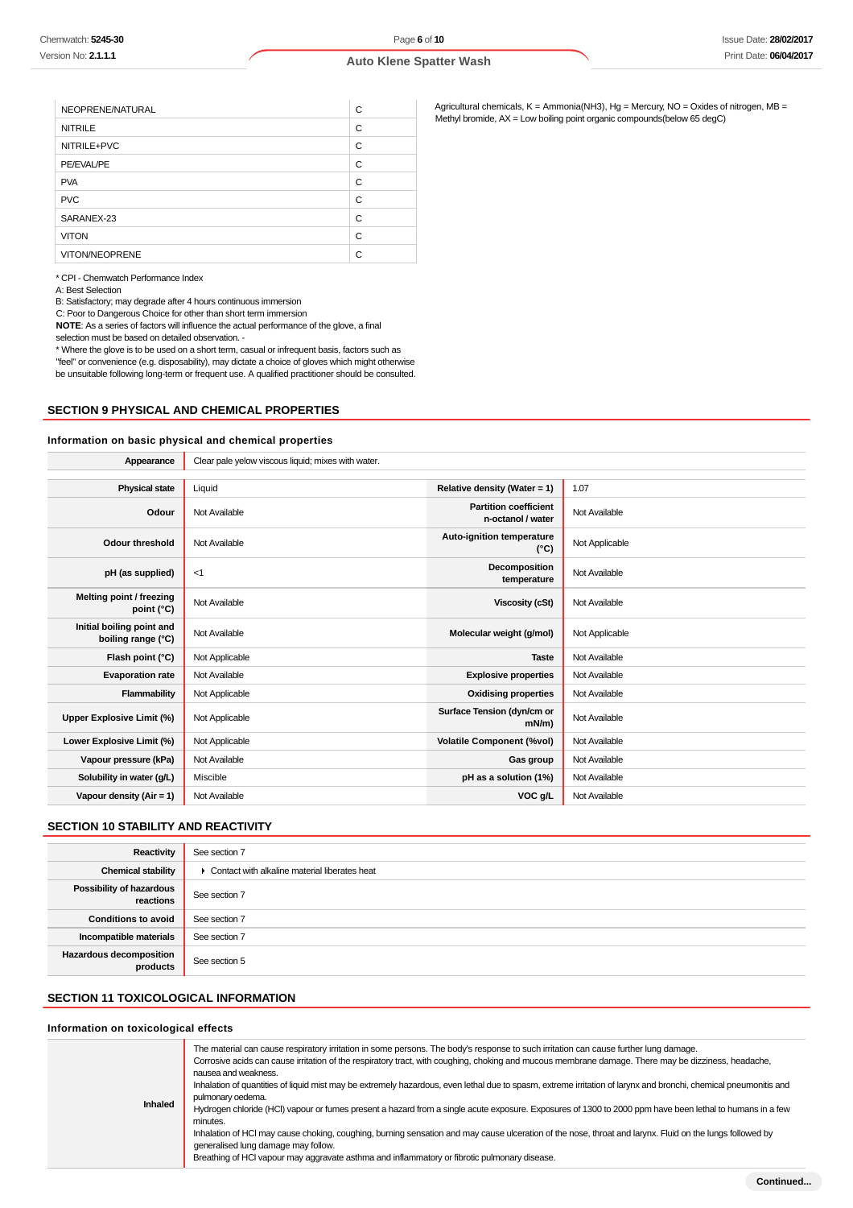| | |
|---|---|
| NEOPRENE/NATURAL | C |
| NITRILE | C |
| NITRILE+PVC | C |
| PE/EVAL/PE | C |
| PVA | C |
| PVC | C |
| SARANEX-23 | C |
| VITON | C |
| VITON/NEOPRENE | C |

\* CPI - Chemwatch Performance Index
A: Best Selection
B: Satisfactory; may degrade after 4 hours continuous immersion
C: Poor to Dangerous Choice for other than short term immersion
**NOTE**: As a series of factors will influence the actual performance of the glove, a final selection must be based on detailed observation. -
\* Where the glove is to be used on a short term, casual or infrequent basis, factors such as "feel" or convenience (e.g. disposability), may dictate a choice of gloves which might otherwise be unsuitable following long-term or frequent use. A qualified practitioner should be consulted.

Agricultural chemicals, K = Ammonia($NH_3$), Hg = Mercury, NO = Oxides of nitrogen, MB = Methyl bromide, AX = Low boiling point organic compounds(below 65 degC)

## SECTION 9 PHYSICAL AND CHEMICAL PROPERTIES

### Information on basic physical and chemical properties

| | |
|---|---|
| **Appearance** | Clear pale yelow viscous liquid; mixes with water. |

| | | | |
|---|---|---|---|
| **Physical state** | Liquid | **Relative density (Water = 1)** | 1.07 |
| **Odour** | Not Available | **Partition coefficient n-octanol / water** | Not Available |
| **Odour threshold** | Not Available | **Auto-ignition temperature (°C)** | Not Applicable |
| **pH (as supplied)** | <1 | **Decomposition temperature** | Not Available |
| **Melting point / freezing point (°C)** | Not Available | **Viscosity (cSt)** | Not Available |
| **Initial boiling point and boiling range (°C)** | Not Available | **Molecular weight (g/mol)** | Not Applicable |
| **Flash point (°C)** | Not Applicable | **Taste** | Not Available |
| **Evaporation rate** | Not Available | **Explosive properties** | Not Available |
| **Flammability** | Not Applicable | **Oxidising properties** | Not Available |
| **Upper Explosive Limit (%)** | Not Applicable | **Surface Tension (dyn/cm or mN/m)** | Not Available |
| **Lower Explosive Limit (%)** | Not Applicable | **Volatile Component (%vol)** | Not Available |
| **Vapour pressure (kPa)** | Not Available | **Gas group** | Not Available |
| **Solubility in water (g/L)** | Miscible | **pH as a solution (1%)** | Not Available |
| **Vapour density (Air = 1)** | Not Available | **VOC g/L** | Not Available |

## SECTION 10 STABILITY AND REACTIVITY

| | |
|---|---|
| **Reactivity** | See section 7 |
| **Chemical stability** | ▸ Contact with alkaline material liberates heat |
| **Possibility of hazardous reactions** | See section 7 |
| **Conditions to avoid** | See section 7 |
| **Incompatible materials** | See section 7 |
| **Hazardous decomposition products** | See section 5 |

## SECTION 11 TOXICOLOGICAL INFORMATION

### Information on toxicological effects

| | |
|---|---|
| **Inhaled** | The material can cause respiratory irritation in some persons. The body's response to such irritation can cause further lung damage.<br>Corrosive acids can cause irritation of the respiratory tract, with coughing, choking and mucous membrane damage. There may be dizziness, headache, nausea and weakness.<br>Inhalation of quantities of liquid mist may be extremely hazardous, even lethal due to spasm, extreme irritation of larynx and bronchi, chemical pneumonitis and pulmonary oedema.<br>Hydrogen chloride (HCl) vapour or fumes present a hazard from a single acute exposure. Exposures of 1300 to 2000 ppm have been lethal to humans in a few minutes.<br>Inhalation of HCl may cause choking, coughing, burning sensation and may cause ulceration of the nose, throat and larynx. Fluid on the lungs followed by generalised lung damage may follow.<br>Breathing of HCl vapour may aggravate asthma and inflammatory or fibrotic pulmonary disease. |

Continued...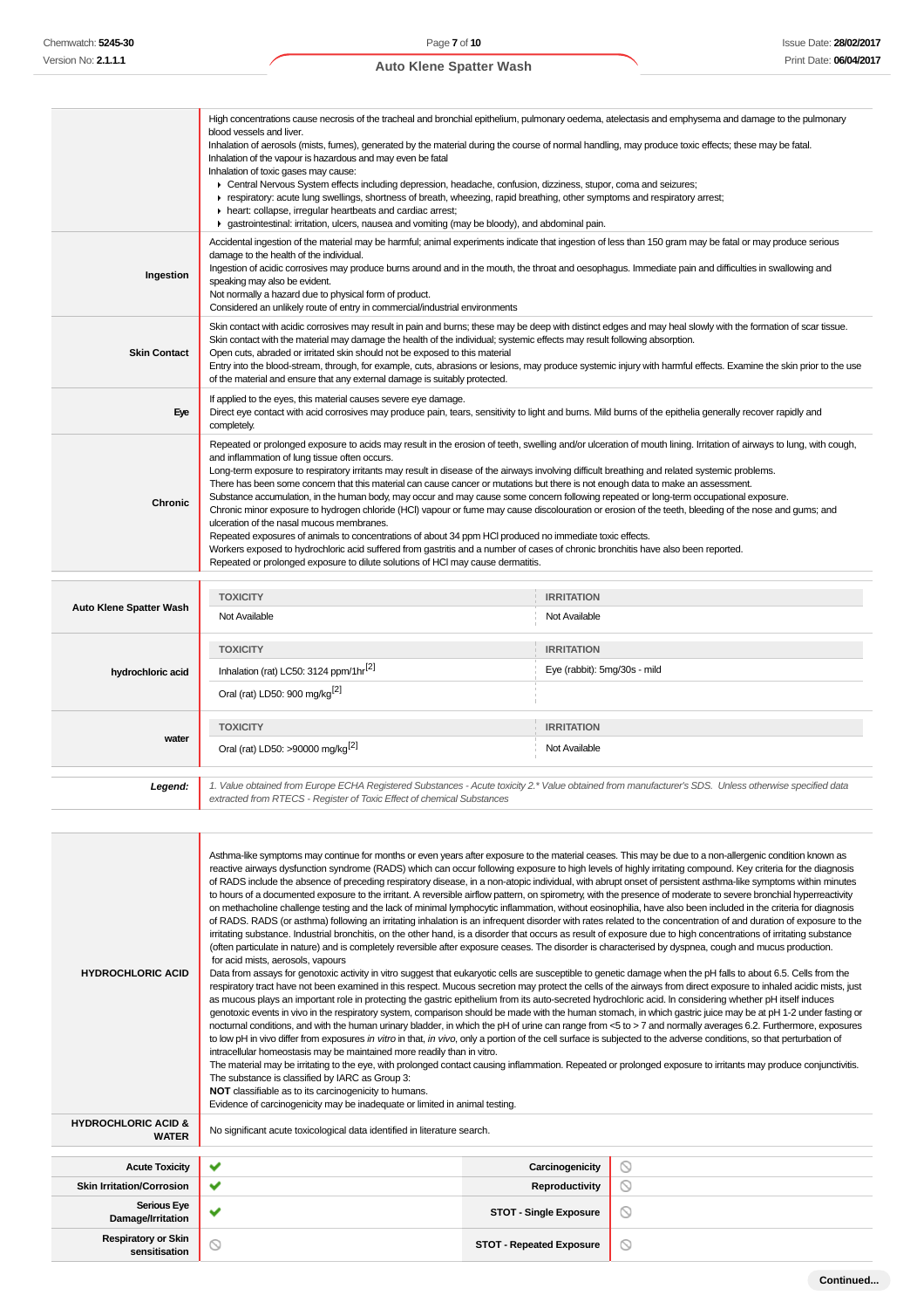| | |
|---|---|
| | High concentrations cause necrosis of the tracheal and bronchial epithelium, pulmonary oedema, atelectasis and emphysema and damage to the pulmonary blood vessels and liver.<br>Inhalation of aerosols (mists, fumes), generated by the material during the course of normal handling, may produce toxic effects; these may be fatal.<br>Inhalation of the vapour is hazardous and may even be fatal<br>Inhalation of toxic gases may cause:<br>▸ Central Nervous System effects including depression, headache, confusion, dizziness, stupor, coma and seizures;<br>▸ respiratory: acute lung swellings, shortness of breath, wheezing, rapid breathing, other symptoms and respiratory arrest;<br>▸ heart: collapse, irregular heartbeats and cardiac arrest;<br>▸ gastrointestinal: irritation, ulcers, nausea and vomiting (may be bloody), and abdominal pain. |
| **Ingestion** | Accidental ingestion of the material may be harmful; animal experiments indicate that ingestion of less than 150 gram may be fatal or may produce serious damage to the health of the individual.<br>Ingestion of acidic corrosives may produce burns around and in the mouth, the throat and oesophagus. Immediate pain and difficulties in swallowing and speaking may also be evident.<br>Not normally a hazard due to physical form of product.<br>Considered an unlikely route of entry in commercial/industrial environments |
| **Skin Contact** | Skin contact with acidic corrosives may result in pain and burns; these may be deep with distinct edges and may heal slowly with the formation of scar tissue.<br>Skin contact with the material may damage the health of the individual; systemic effects may result following absorption.<br>Open cuts, abraded or irritated skin should not be exposed to this material<br>Entry into the blood-stream, through, for example, cuts, abrasions or lesions, may produce systemic injury with harmful effects. Examine the skin prior to the use of the material and ensure that any external damage is suitably protected. |
| **Eye** | If applied to the eyes, this material causes severe eye damage.<br>Direct eye contact with acid corrosives may produce pain, tears, sensitivity to light and burns. Mild burns of the epithelia generally recover rapidly and completely. |
| **Chronic** | Repeated or prolonged exposure to acids may result in the erosion of teeth, swelling and/or ulceration of mouth lining. Irritation of airways to lung, with cough, and inflammation of lung tissue often occurs.<br>Long-term exposure to respiratory irritants may result in disease of the airways involving difficult breathing and related systemic problems.<br>There has been some concern that this material can cause cancer or mutations but there is not enough data to make an assessment.<br>Substance accumulation, in the human body, may occur and may cause some concern following repeated or long-term occupational exposure.<br>Chronic minor exposure to hydrogen chloride (HCl) vapour or fume may cause discolouration or erosion of the teeth, bleeding of the nose and gums; and ulceration of the nasal mucous membranes.<br>Repeated exposures of animals to concentrations of about 34 ppm HCl produced no immediate toxic effects.<br>Workers exposed to hydrochloric acid suffered from gastritis and a number of cases of chronic bronchitis have also been reported.<br>Repeated or prolonged exposure to dilute solutions of HCl may cause dermatitis. |

| | TOXICITY | IRRITATION |
|---|---|---|
| **Auto Klene Spatter Wash** | Not Available | Not Available |
| **hydrochloric acid** | Inhalation (rat) LC50: 3124 ppm/1hr[2] | Eye (rabbit): 5mg/30s - mild |
| | Oral (rat) LD50: 900 mg/kg[2] | |
| **water** | Oral (rat) LD50: >90000 mg/kg[2] | Not Available |

| | |
|---|---|
| ***Legend:*** | *1. Value obtained from Europe ECHA Registered Substances - Acute toxicity 2.\* Value obtained from manufacturer's SDS. Unless otherwise specified data extracted from RTECS - Register of Toxic Effect of chemical Substances* |

| | |
|---|---|
| **HYDROCHLORIC ACID** | Asthma-like symptoms may continue for months or even years after exposure to the material ceases. This may be due to a non-allergenic condition known as reactive airways dysfunction syndrome (RADS) which can occur following exposure to high levels of highly irritating compound. Key criteria for the diagnosis of RADS include the absence of preceding respiratory disease, in a non-atopic individual, with abrupt onset of persistent asthma-like symptoms within minutes to hours of a documented exposure to the irritant. A reversible airflow pattern, on spirometry, with the presence of moderate to severe bronchial hyperreactivity on methacholine challenge testing and the lack of minimal lymphocytic inflammation, without eosinophilia, have also been included in the criteria for diagnosis of RADS. RADS (or asthma) following an irritating inhalation is an infrequent disorder with rates related to the concentration of and duration of exposure to the irritating substance. Industrial bronchitis, on the other hand, is a disorder that occurs as result of exposure due to high concentrations of irritating substance (often particulate in nature) and is completely reversible after exposure ceases. The disorder is characterised by dyspnea, cough and mucus production.<br>for acid mists, aerosols, vapours<br>Data from assays for genotoxic activity in vitro suggest that eukaryotic cells are susceptible to genetic damage when the pH falls to about 6.5. Cells from the respiratory tract have not been examined in this respect. Mucous secretion may protect the cells of the airways from direct exposure to inhaled acidic mists, just as mucous plays an important role in protecting the gastric epithelium from its auto-secreted hydrochloric acid. In considering whether pH itself induces genotoxic events in vivo in the respiratory system, comparison should be made with the human stomach, in which gastric juice may be at pH 1-2 under fasting or nocturnal conditions, and with the human urinary bladder, in which the pH of urine can range from <5 to > 7 and normally averages 6.2. Furthermore, exposures to low pH in vivo differ from exposures *in vitro* in that, *in vivo*, only a portion of the cell surface is subjected to the adverse conditions, so that perturbation of intracellular homeostasis may be maintained more readily than in vitro.<br>The material may be irritating to the eye, with prolonged contact causing inflammation. Repeated or prolonged exposure to irritants may produce conjunctivitis.<br>The substance is classified by IARC as Group 3:<br>**NOT** classifiable as to its carcinogenicity to humans.<br>Evidence of carcinogenicity may be inadequate or limited in animal testing. |
| **HYDROCHLORIC ACID & WATER** | No significant acute toxicological data identified in literature search. |

| | | | |
|---|---|---|---|
| **Acute Toxicity** | ✔ | **Carcinogenicity** | ⊘ |
| **Skin Irritation/Corrosion** | ✔ | **Reproductivity** | ⊘ |
| **Serious Eye Damage/Irritation** | ✔ | **STOT - Single Exposure** | ⊘ |
| **Respiratory or Skin sensitisation** | ⊘ | **STOT - Repeated Exposure** | ⊘ |

**Continued...**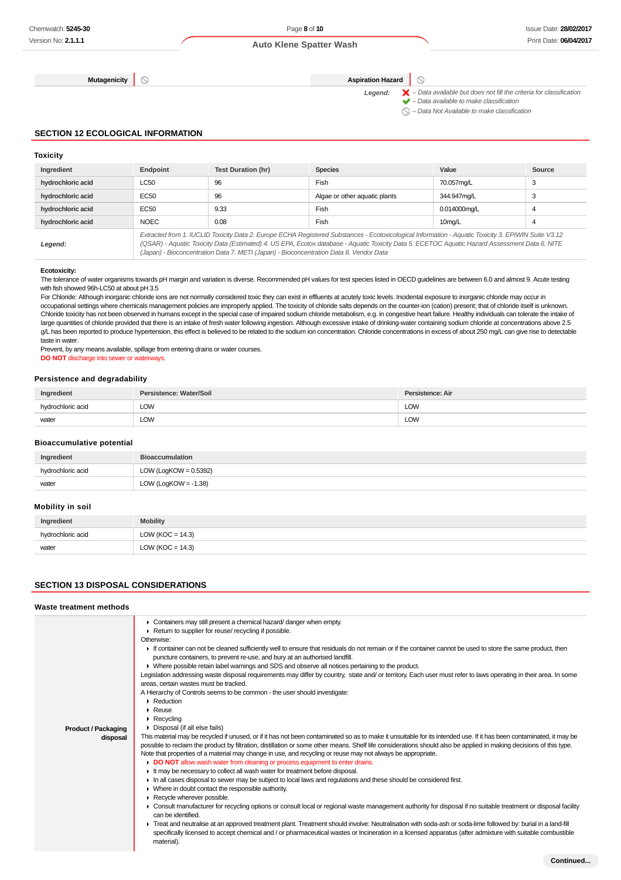| Mutagenicity | ⊘ | Aspiration Hazard | ⊘ |
|---|---|---|---|

*Legend:* ✘ – Data available but does not fill the criteria for classification
✔ – Data available to make classification
⊘ – Data Not Available to make classification

## SECTION 12 ECOLOGICAL INFORMATION

### Toxicity

| Ingredient | Endpoint | Test Duration (hr) | Species | Value | Source |
|---|---|---|---|---|---|
| hydrochloric acid | LC50 | 96 | Fish | 70.057mg/L | 3 |
| hydrochloric acid | EC50 | 96 | Algae or other aquatic plants | 344.947mg/L | 3 |
| hydrochloric acid | EC50 | 9.33 | Fish | 0.014000mg/L | 4 |
| hydrochloric acid | NOEC | 0.08 | Fish | 10mg/L | 4 |
| **Legend:** | *Extracted from 1. IUCLID Toxicity Data 2. Europe ECHA Registered Substances - Ecotoxicological Information - Aquatic Toxicity 3. EPIWIN Suite V3.12 (QSAR) - Aquatic Toxicity Data (Estimated) 4. US EPA, Ecotox database - Aquatic Toxicity Data 5. ECETOC Aquatic Hazard Assessment Data 6. NITE (Japan) - Bioconcentration Data 7. METI (Japan) - Bioconcentration Data 8. Vendor Data* | | | | |

**Ecotoxicity:**

The tolerance of water organisms towards pH margin and variation is diverse. Recommended pH values for test species listed in OECD guidelines are between 6.0 and almost 9. Acute testing with fish showed 96h-LC50 at about pH 3.5

For Chloride: Although inorganic chloride ions are not normally considered toxic they can exist in effluents at acutely toxic levels. Incidental exposure to inorganic chloride may occur in occupational settings where chemicals management policies are improperly applied. The toxicity of chloride salts depends on the counter-ion (cation) present; that of chloride itself is unknown. Chloride toxicity has not been observed in humans except in the special case of impaired sodium chloride metabolism, e.g. in congestive heart failure. Healthy individuals can tolerate the intake of large quantities of chloride provided that there is an intake of fresh water following ingestion. Although excessive intake of drinking-water containing sodium chloride at concentrations above 2.5 g/L has been reported to produce hypertension, this effect is believed to be related to the sodium ion concentration. Chloride concentrations in excess of about 250 mg/L can give rise to detectable taste in water.

Prevent, by any means available, spillage from entering drains or water courses.

**DO NOT** discharge into sewer or waterways.

### Persistence and degradability

| Ingredient | Persistence: Water/Soil | Persistence: Air |
|---|---|---|
| hydrochloric acid | LOW | LOW |
| water | LOW | LOW |

### Bioaccumulative potential

| Ingredient | Bioaccumulation |
|---|---|
| hydrochloric acid | LOW (LogKOW = 0.5392) |
| water | LOW (LogKOW = -1.38) |

### Mobility in soil

| Ingredient | Mobility |
|---|---|
| hydrochloric acid | LOW (KOC = 14.3) |
| water | LOW (KOC = 14.3) |

## SECTION 13 DISPOSAL CONSIDERATIONS

### Waste treatment methods

**Product / Packaging disposal**

- Containers may still present a chemical hazard/ danger when empty.
- Return to supplier for reuse/ recycling if possible.

Otherwise:

- If container can not be cleaned sufficiently well to ensure that residuals do not remain or if the container cannot be used to store the same product, then puncture containers, to prevent re-use, and bury at an authorised landfill.
- Where possible retain label warnings and SDS and observe all notices pertaining to the product.

Legislation addressing waste disposal requirements may differ by country, state and/ or territory. Each user must refer to laws operating in their area. In some areas, certain wastes must be tracked.

A Hierarchy of Controls seems to be common - the user should investigate:

- Reduction
- Reuse
- Recycling
- Disposal (if all else fails)

This material may be recycled if unused, or if it has not been contaminated so as to make it unsuitable for its intended use. If it has been contaminated, it may be possible to reclaim the product by filtration, distillation or some other means. Shelf life considerations should also be applied in making decisions of this type. Note that properties of a material may change in use, and recycling or reuse may not always be appropriate.

- **DO NOT** allow wash water from cleaning or process equipment to enter drains.
- It may be necessary to collect all wash water for treatment before disposal.
- In all cases disposal to sewer may be subject to local laws and regulations and these should be considered first.
- Where in doubt contact the responsible authority.
- Recycle wherever possible.
- Consult manufacturer for recycling options or consult local or regional waste management authority for disposal if no suitable treatment or disposal facility can be identified.
- Treat and neutralise at an approved treatment plant. Treatment should involve: Neutralisation with soda-ash or soda-lime followed by: burial in a land-fill specifically licensed to accept chemical and / or pharmaceutical wastes or Incineration in a licensed apparatus (after admixture with suitable combustible material).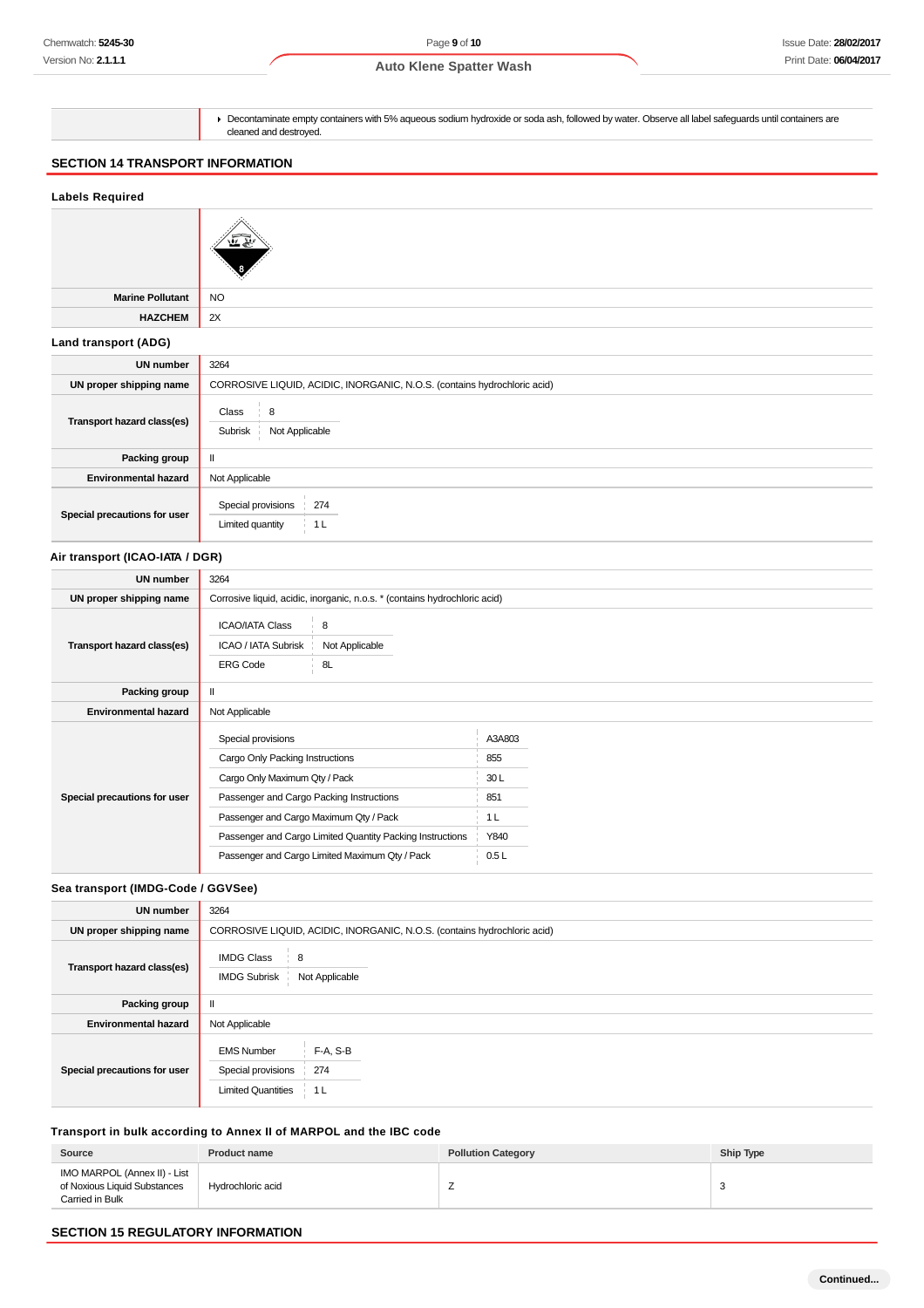| | |
|---|---|
| | ▸ Decontaminate empty containers with 5% aqueous sodium hydroxide or soda ash, followed by water. Observe all label safeguards until containers are cleaned and destroyed. |

## SECTION 14 TRANSPORT INFORMATION

### Labels Required

| | |
|---|---|
| | |
| **Marine Pollutant** | NO |
| **HAZCHEM** | 2X |

### Land transport (ADG)

| | |
|---|---|
| **UN number** | 3264 |
| **UN proper shipping name** | CORROSIVE LIQUID, ACIDIC, INORGANIC, N.O.S. (contains hydrochloric acid) |
| **Transport hazard class(es)** | Class: 8; Subrisk: Not Applicable |
| **Packing group** | II |
| **Environmental hazard** | Not Applicable |
| **Special precautions for user** | Special provisions: 274; Limited quantity: 1 L |

### Air transport (ICAO-IATA / DGR)

| | |
|---|---|
| **UN number** | 3264 |
| **UN proper shipping name** | Corrosive liquid, acidic, inorganic, n.o.s. * (contains hydrochloric acid) |
| **Transport hazard class(es)** | ICAO/IATA Class: 8; ICAO / IATA Subrisk: Not Applicable; ERG Code: 8L |
| **Packing group** | II |
| **Environmental hazard** | Not Applicable |
| **Special precautions for user** | Special provisions: A3A803; Cargo Only Packing Instructions: 855; Cargo Only Maximum Qty / Pack: 30 L; Passenger and Cargo Packing Instructions: 851; Passenger and Cargo Maximum Qty / Pack: 1 L; Passenger and Cargo Limited Quantity Packing Instructions: Y840; Passenger and Cargo Limited Maximum Qty / Pack: 0.5 L |

### Sea transport (IMDG-Code / GGVSee)

| | |
|---|---|
| **UN number** | 3264 |
| **UN proper shipping name** | CORROSIVE LIQUID, ACIDIC, INORGANIC, N.O.S. (contains hydrochloric acid) |
| **Transport hazard class(es)** | IMDG Class: 8; IMDG Subrisk: Not Applicable |
| **Packing group** | II |
| **Environmental hazard** | Not Applicable |
| **Special precautions for user** | EMS Number: F-A, S-B; Special provisions: 274; Limited Quantities: 1 L |

### Transport in bulk according to Annex II of MARPOL and the IBC code

| Source | Product name | Pollution Category | Ship Type |
|---|---|---|---|
| IMO MARPOL (Annex II) - List of Noxious Liquid Substances Carried in Bulk | Hydrochloric acid | Z | 3 |

## SECTION 15 REGULATORY INFORMATION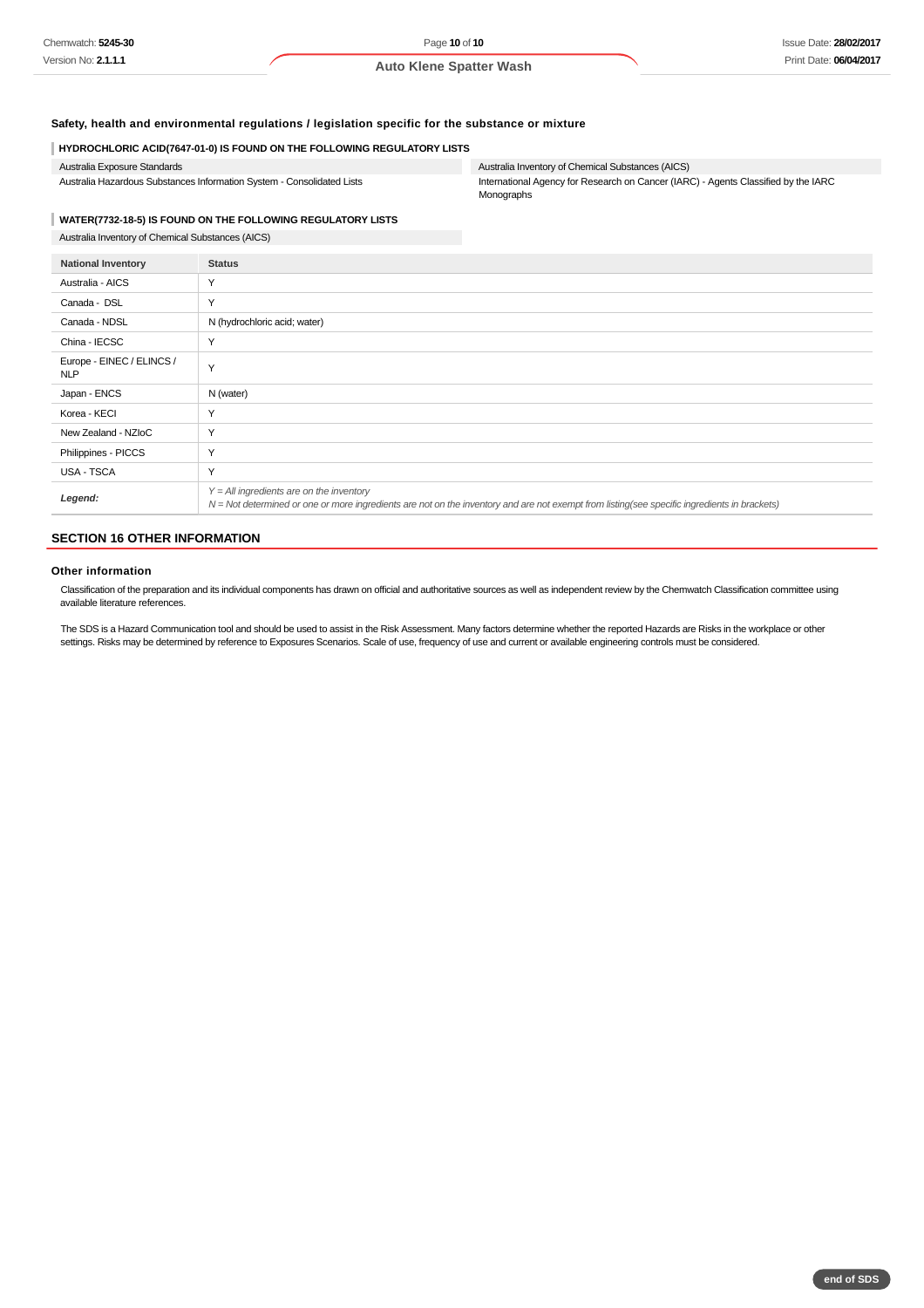### Safety, health and environmental regulations / legislation specific for the substance or mixture

**HYDROCHLORIC ACID(7647-01-0) IS FOUND ON THE FOLLOWING REGULATORY LISTS**

| | |
|---|---|
| Australia Exposure Standards | Australia Inventory of Chemical Substances (AICS) |
| Australia Hazardous Substances Information System - Consolidated Lists | International Agency for Research on Cancer (IARC) - Agents Classified by the IARC Monographs |

**WATER(7732-18-5) IS FOUND ON THE FOLLOWING REGULATORY LISTS**

Australia Inventory of Chemical Substances (AICS)

| National Inventory | Status |
|---|---|
| Australia - AICS | Y |
| Canada - DSL | Y |
| Canada - NDSL | N (hydrochloric acid; water) |
| China - IECSC | Y |
| Europe - EINEC / ELINCS / NLP | Y |
| Japan - ENCS | N (water) |
| Korea - KECI | Y |
| New Zealand - NZIoC | Y |
| Philippines - PICCS | Y |
| USA - TSCA | Y |
| ***Legend:*** | *Y = All ingredients are on the inventory*<br>*N = Not determined or one or more ingredients are not on the inventory and are not exempt from listing(see specific ingredients in brackets)* |

## SECTION 16 OTHER INFORMATION

### Other information

Classification of the preparation and its individual components has drawn on official and authoritative sources as well as independent review by the Chemwatch Classification committee using available literature references.

The SDS is a Hazard Communication tool and should be used to assist in the Risk Assessment. Many factors determine whether the reported Hazards are Risks in the workplace or other settings. Risks may be determined by reference to Exposures Scenarios. Scale of use, frequency of use and current or available engineering controls must be considered.

**end of SDS**